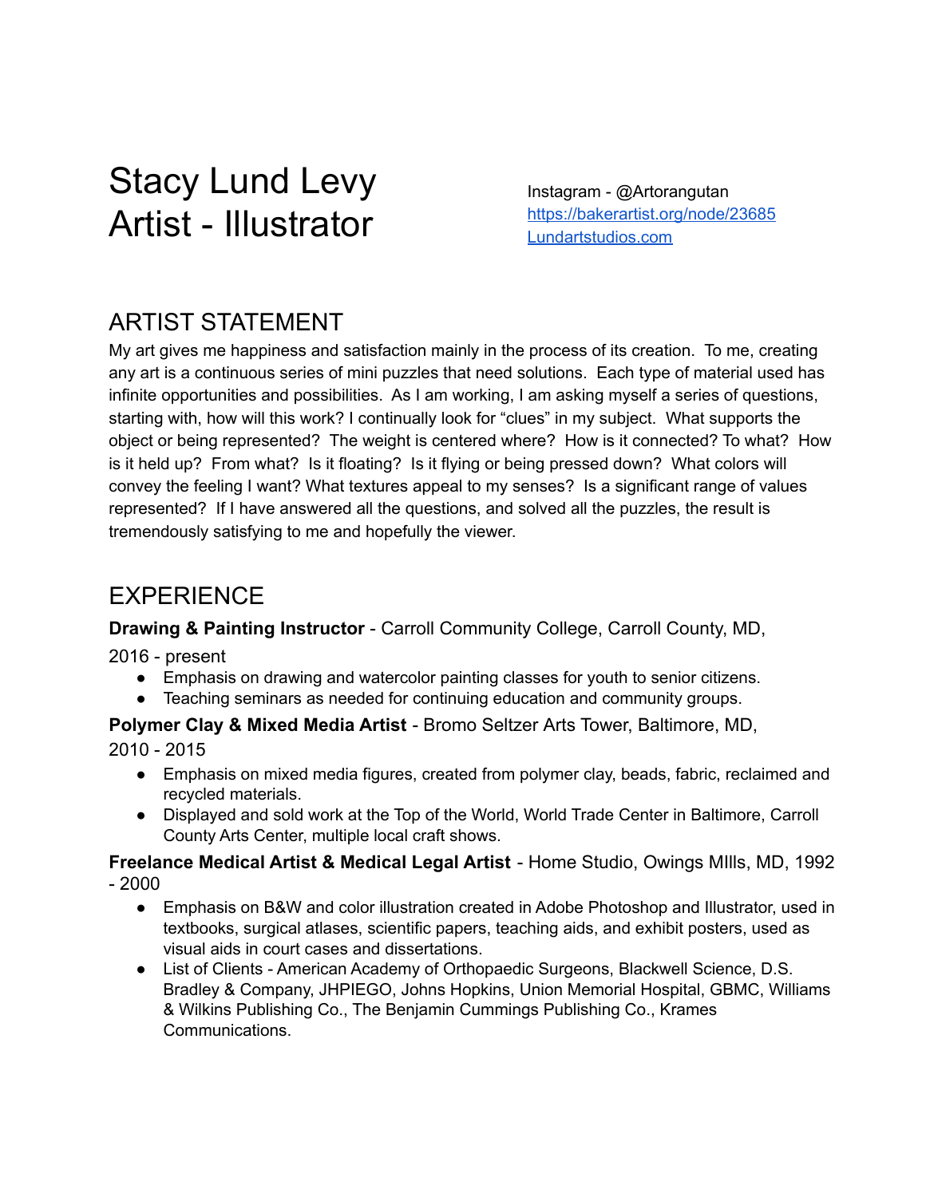# Stacy Lund Levy
# Artist - Illustrator

Instagram - @Artorangutan
https://bakerartist.org/node/23685
Lundartstudios.com

## ARTIST STATEMENT

My art gives me happiness and satisfaction mainly in the process of its creation. To me, creating any art is a continuous series of mini puzzles that need solutions. Each type of material used has infinite opportunities and possibilities. As I am working, I am asking myself a series of questions, starting with, how will this work? I continually look for "clues" in my subject. What supports the object or being represented? The weight is centered where? How is it connected? To what? How is it held up? From what? Is it floating? Is it flying or being pressed down? What colors will convey the feeling I want? What textures appeal to my senses? Is a significant range of values represented? If I have answered all the questions, and solved all the puzzles, the result is tremendously satisfying to me and hopefully the viewer.

## EXPERIENCE

**Drawing & Painting Instructor** - Carroll Community College, Carroll County, MD, 2016 - present

- Emphasis on drawing and watercolor painting classes for youth to senior citizens.
- Teaching seminars as needed for continuing education and community groups.

**Polymer Clay & Mixed Media Artist** - Bromo Seltzer Arts Tower, Baltimore, MD, 2010 - 2015

- Emphasis on mixed media figures, created from polymer clay, beads, fabric, reclaimed and recycled materials.
- Displayed and sold work at the Top of the World, World Trade Center in Baltimore, Carroll County Arts Center, multiple local craft shows.

**Freelance Medical Artist & Medical Legal Artist** - Home Studio, Owings MIlls, MD, 1992 - 2000

- Emphasis on B&W and color illustration created in Adobe Photoshop and Illustrator, used in textbooks, surgical atlases, scientific papers, teaching aids, and exhibit posters, used as visual aids in court cases and dissertations.
- List of Clients - American Academy of Orthopaedic Surgeons, Blackwell Science, D.S. Bradley & Company, JHPIEGO, Johns Hopkins, Union Memorial Hospital, GBMC, Williams & Wilkins Publishing Co., The Benjamin Cummings Publishing Co., Krames Communications.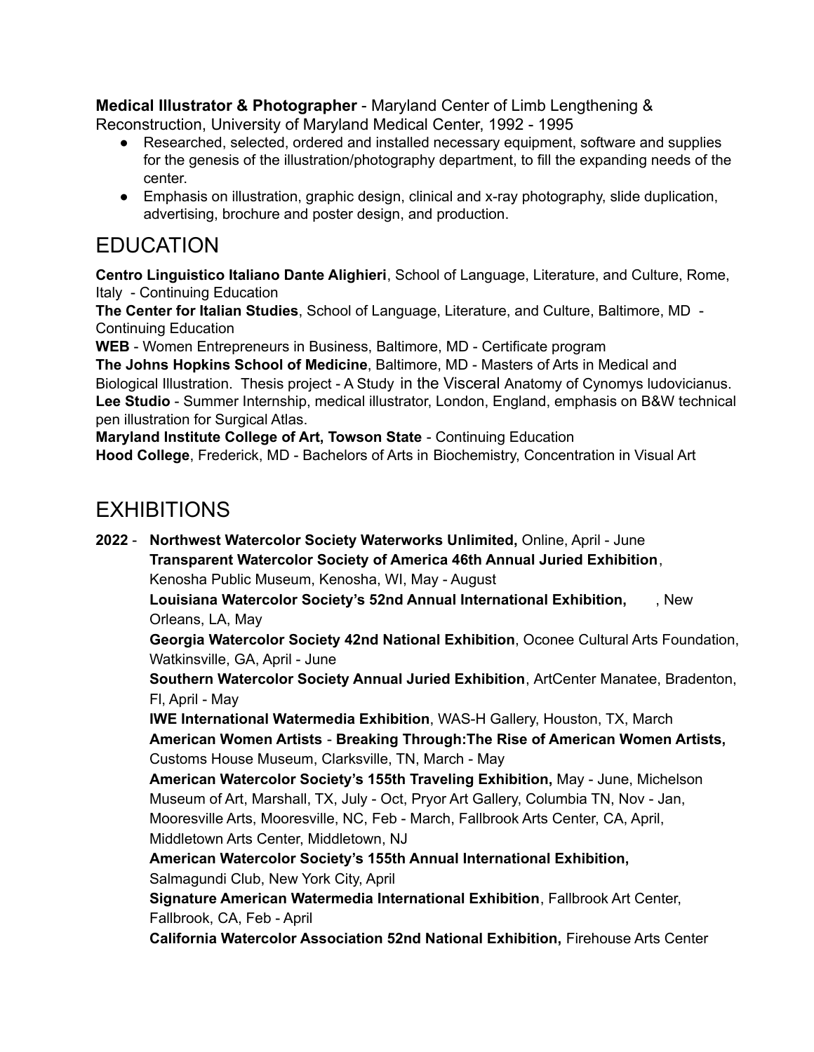**Medical Illustrator & Photographer** - Maryland Center of Limb Lengthening & Reconstruction, University of Maryland Medical Center, 1992 - 1995

- Researched, selected, ordered and installed necessary equipment, software and supplies for the genesis of the illustration/photography department, to fill the expanding needs of the center.
- Emphasis on illustration, graphic design, clinical and x-ray photography, slide duplication, advertising, brochure and poster design, and production.

# EDUCATION

**Centro Linguistico Italiano Dante Alighieri**, School of Language, Literature, and Culture, Rome, Italy - Continuing Education

**The Center for Italian Studies**, School of Language, Literature, and Culture, Baltimore, MD - Continuing Education

**WEB** - Women Entrepreneurs in Business, Baltimore, MD - Certificate program

**The Johns Hopkins School of Medicine**, Baltimore, MD - Masters of Arts in Medical and Biological Illustration. Thesis project - A Study in the Visceral Anatomy of Cynomys ludovicianus.

**Lee Studio** - Summer Internship, medical illustrator, London, England, emphasis on B&W technical pen illustration for Surgical Atlas.

**Maryland Institute College of Art, Towson State** - Continuing Education

**Hood College**, Frederick, MD - Bachelors of Arts in Biochemistry, Concentration in Visual Art

# EXHIBITIONS

**2022** - **Northwest Watercolor Society Waterworks Unlimited,** Online, April - June

**Transparent Watercolor Society of America 46th Annual Juried Exhibition**, Kenosha Public Museum, Kenosha, WI, May - August

**Louisiana Watercolor Society's 52nd Annual International Exhibition,** , New Orleans, LA, May

**Georgia Watercolor Society 42nd National Exhibition**, Oconee Cultural Arts Foundation, Watkinsville, GA, April - June

**Southern Watercolor Society Annual Juried Exhibition**, ArtCenter Manatee, Bradenton, Fl, April - May

**IWE International Watermedia Exhibition**, WAS-H Gallery, Houston, TX, March

**American Women Artists** - **Breaking Through:The Rise of American Women Artists,** Customs House Museum, Clarksville, TN, March - May

**American Watercolor Society's 155th Traveling Exhibition,** May - June, Michelson Museum of Art, Marshall, TX, July - Oct, Pryor Art Gallery, Columbia TN, Nov - Jan, Mooresville Arts, Mooresville, NC, Feb - March, Fallbrook Arts Center, CA, April, Middletown Arts Center, Middletown, NJ

**American Watercolor Society's 155th Annual International Exhibition,** Salmagundi Club, New York City, April

**Signature American Watermedia International Exhibition**, Fallbrook Art Center, Fallbrook, CA, Feb - April

**California Watercolor Association 52nd National Exhibition,** Firehouse Arts Center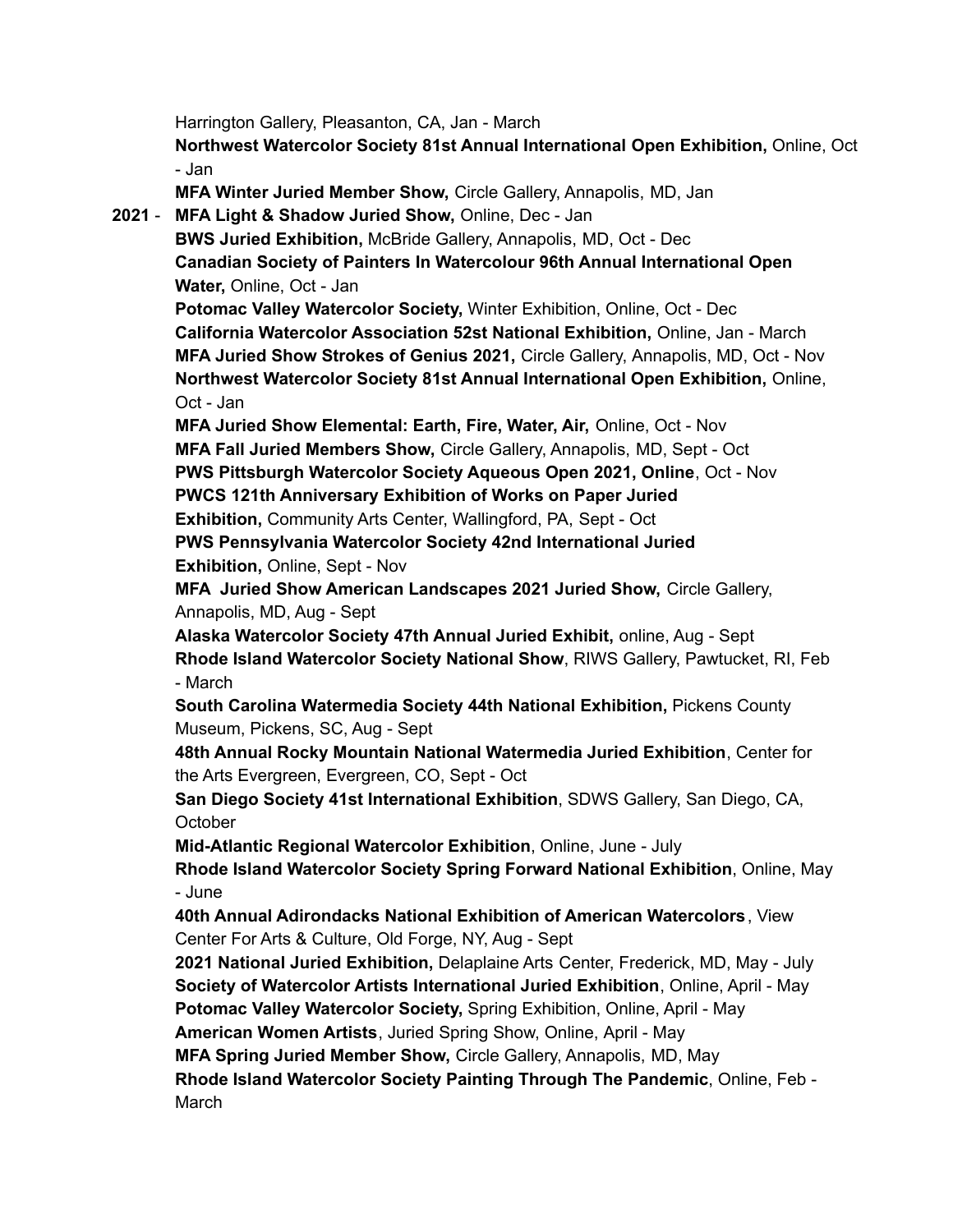Harrington Gallery, Pleasanton, CA, Jan - March

**Northwest Watercolor Society 81st Annual International Open Exhibition,** Online, Oct - Jan

**MFA Winter Juried Member Show,** Circle Gallery, Annapolis, MD, Jan

**2021** - **MFA Light & Shadow Juried Show,** Online, Dec - Jan

**BWS Juried Exhibition,** McBride Gallery, Annapolis, MD, Oct - Dec

**Canadian Society of Painters In Watercolour 96th Annual International Open Water,** Online, Oct - Jan

**Potomac Valley Watercolor Society,** Winter Exhibition, Online, Oct - Dec

**California Watercolor Association 52st National Exhibition,** Online, Jan - March

**MFA Juried Show Strokes of Genius 2021,** Circle Gallery, Annapolis, MD, Oct - Nov

**Northwest Watercolor Society 81st Annual International Open Exhibition,** Online, Oct - Jan

**MFA Juried Show Elemental: Earth, Fire, Water, Air,** Online, Oct - Nov

**MFA Fall Juried Members Show,** Circle Gallery, Annapolis, MD, Sept - Oct

**PWS Pittsburgh Watercolor Society Aqueous Open 2021, Online**, Oct - Nov

**PWCS 121th Anniversary Exhibition of Works on Paper Juried Exhibition,** Community Arts Center, Wallingford, PA, Sept - Oct

**PWS Pennsylvania Watercolor Society 42nd International Juried Exhibition,** Online, Sept - Nov

**MFA Juried Show American Landscapes 2021 Juried Show,** Circle Gallery, Annapolis, MD, Aug - Sept

**Alaska Watercolor Society 47th Annual Juried Exhibit,** online, Aug - Sept

**Rhode Island Watercolor Society National Show**, RIWS Gallery, Pawtucket, RI, Feb - March

**South Carolina Watermedia Society 44th National Exhibition,** Pickens County Museum, Pickens, SC, Aug - Sept

**48th Annual Rocky Mountain National Watermedia Juried Exhibition**, Center for the Arts Evergreen, Evergreen, CO, Sept - Oct

**San Diego Society 41st International Exhibition**, SDWS Gallery, San Diego, CA, October

**Mid-Atlantic Regional Watercolor Exhibition**, Online, June - July

**Rhode Island Watercolor Society Spring Forward National Exhibition**, Online, May - June

**40th Annual Adirondacks National Exhibition of American Watercolors**, View Center For Arts & Culture, Old Forge, NY, Aug - Sept

**2021 National Juried Exhibition,** Delaplaine Arts Center, Frederick, MD, May - July

**Society of Watercolor Artists International Juried Exhibition**, Online, April - May

**Potomac Valley Watercolor Society,** Spring Exhibition, Online, April - May

**American Women Artists**, Juried Spring Show, Online, April - May

**MFA Spring Juried Member Show,** Circle Gallery, Annapolis, MD, May

**Rhode Island Watercolor Society Painting Through The Pandemic**, Online, Feb - March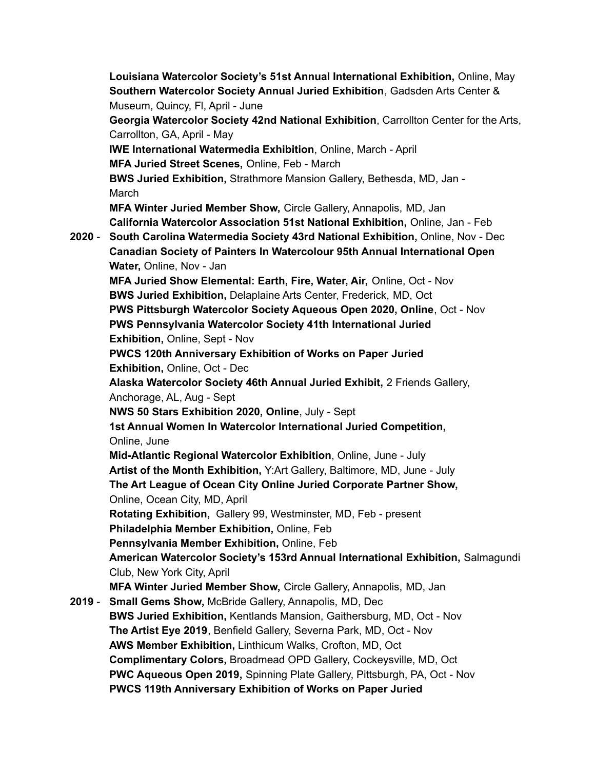**Louisiana Watercolor Society's 51st Annual International Exhibition,** Online, May

**Southern Watercolor Society Annual Juried Exhibition**, Gadsden Arts Center & Museum, Quincy, Fl, April - June

**Georgia Watercolor Society 42nd National Exhibition**, Carrollton Center for the Arts, Carrollton, GA, April - May

**IWE International Watermedia Exhibition**, Online, March - April

**MFA Juried Street Scenes,** Online, Feb - March

**BWS Juried Exhibition,** Strathmore Mansion Gallery, Bethesda, MD, Jan - March

**MFA Winter Juried Member Show,** Circle Gallery, Annapolis, MD, Jan

**California Watercolor Association 51st National Exhibition,** Online, Jan - Feb

**2020** - **South Carolina Watermedia Society 43rd National Exhibition,** Online, Nov - Dec

**Canadian Society of Painters In Watercolour 95th Annual International Open Water,** Online, Nov - Jan

**MFA Juried Show Elemental: Earth, Fire, Water, Air,** Online, Oct - Nov

**BWS Juried Exhibition,** Delaplaine Arts Center, Frederick, MD, Oct

**PWS Pittsburgh Watercolor Society Aqueous Open 2020, Online**, Oct - Nov

**PWS Pennsylvania Watercolor Society 41th International Juried Exhibition,** Online, Sept - Nov

**PWCS 120th Anniversary Exhibition of Works on Paper Juried Exhibition,** Online, Oct - Dec

**Alaska Watercolor Society 46th Annual Juried Exhibit,** 2 Friends Gallery, Anchorage, AL, Aug - Sept

**NWS 50 Stars Exhibition 2020, Online**, July - Sept

**1st Annual Women In Watercolor International Juried Competition,** Online, June

**Mid-Atlantic Regional Watercolor Exhibition**, Online, June - July

**Artist of the Month Exhibition,** Y:Art Gallery, Baltimore, MD, June - July

**The Art League of Ocean City Online Juried Corporate Partner Show,** Online, Ocean City, MD, April

**Rotating Exhibition,** Gallery 99, Westminster, MD, Feb - present

**Philadelphia Member Exhibition,** Online, Feb

**Pennsylvania Member Exhibition,** Online, Feb

**American Watercolor Society's 153rd Annual International Exhibition,** Salmagundi Club, New York City, April

**MFA Winter Juried Member Show,** Circle Gallery, Annapolis, MD, Jan

**2019** - **Small Gems Show,** McBride Gallery, Annapolis, MD, Dec

**BWS Juried Exhibition,** Kentlands Mansion, Gaithersburg, MD, Oct - Nov

**The Artist Eye 2019**, Benfield Gallery, Severna Park, MD, Oct - Nov

**AWS Member Exhibition,** Linthicum Walks, Crofton, MD, Oct

**Complimentary Colors,** Broadmead OPD Gallery, Cockeysville, MD, Oct

**PWC Aqueous Open 2019,** Spinning Plate Gallery, Pittsburgh, PA, Oct - Nov

**PWCS 119th Anniversary Exhibition of Works on Paper Juried**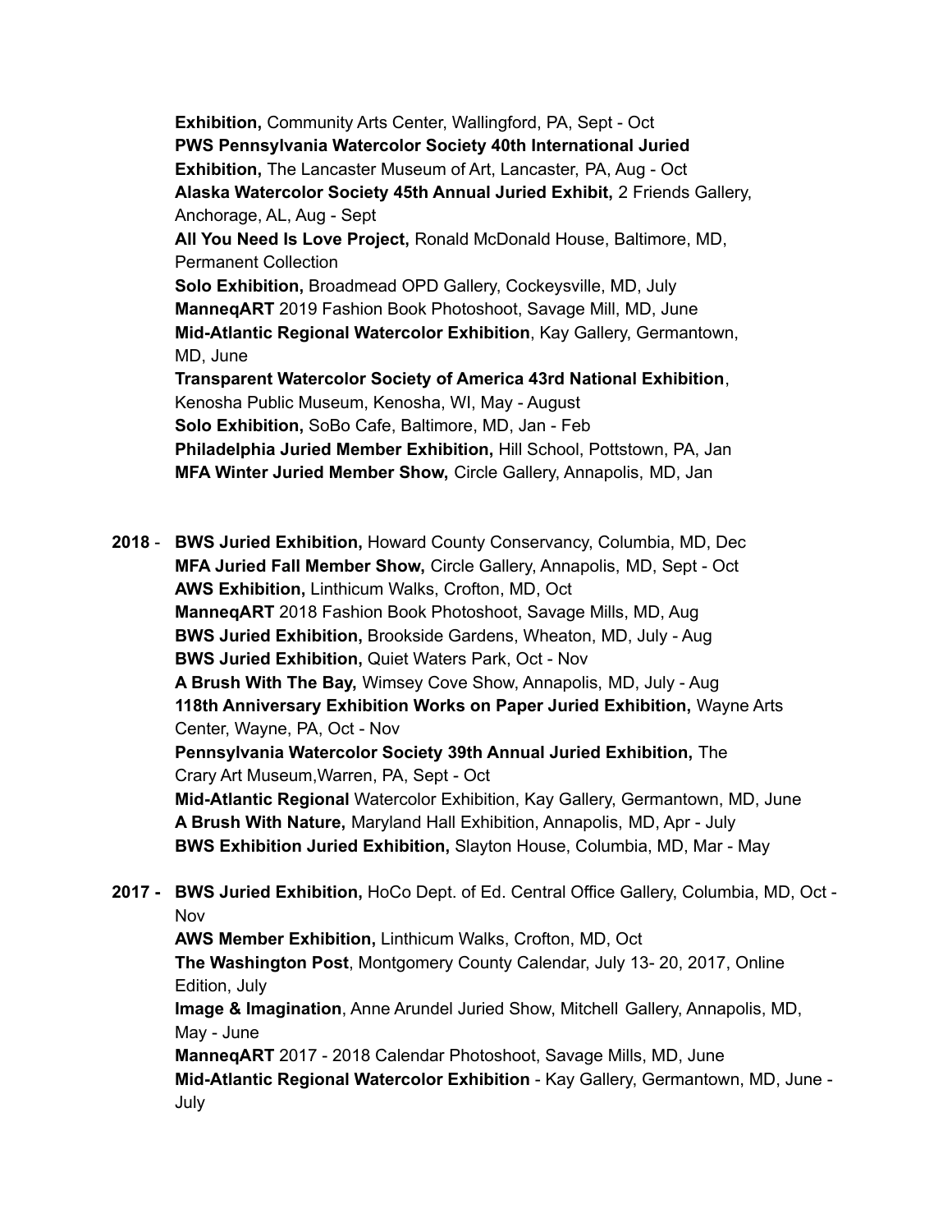**Exhibition,** Community Arts Center, Wallingford, PA, Sept - Oct
**PWS Pennsylvania Watercolor Society 40th International Juried Exhibition,** The Lancaster Museum of Art, Lancaster, PA, Aug - Oct
**Alaska Watercolor Society 45th Annual Juried Exhibit,** 2 Friends Gallery, Anchorage, AL, Aug - Sept
**All You Need Is Love Project,** Ronald McDonald House, Baltimore, MD, Permanent Collection
**Solo Exhibition,** Broadmead OPD Gallery, Cockeysville, MD, July
**ManneqART** 2019 Fashion Book Photoshoot, Savage Mill, MD, June
**Mid-Atlantic Regional Watercolor Exhibition**, Kay Gallery, Germantown, MD, June
**Transparent Watercolor Society of America 43rd National Exhibition**, Kenosha Public Museum, Kenosha, WI, May - August
**Solo Exhibition,** SoBo Cafe, Baltimore, MD, Jan - Feb
**Philadelphia Juried Member Exhibition,** Hill School, Pottstown, PA, Jan
**MFA Winter Juried Member Show,** Circle Gallery, Annapolis, MD, Jan

**2018** - **BWS Juried Exhibition,** Howard County Conservancy, Columbia, MD, Dec
**MFA Juried Fall Member Show,** Circle Gallery, Annapolis, MD, Sept - Oct
**AWS Exhibition,** Linthicum Walks, Crofton, MD, Oct
**ManneqART** 2018 Fashion Book Photoshoot, Savage Mills, MD, Aug
**BWS Juried Exhibition,** Brookside Gardens, Wheaton, MD, July - Aug
**BWS Juried Exhibition,** Quiet Waters Park, Oct - Nov
**A Brush With The Bay,** Wimsey Cove Show, Annapolis, MD, July - Aug
**118th Anniversary Exhibition Works on Paper Juried Exhibition,** Wayne Arts Center, Wayne, PA, Oct - Nov
**Pennsylvania Watercolor Society 39th Annual Juried Exhibition,** The Crary Art Museum,Warren, PA, Sept - Oct
**Mid-Atlantic Regional** Watercolor Exhibition, Kay Gallery, Germantown, MD, June
**A Brush With Nature,** Maryland Hall Exhibition, Annapolis, MD, Apr - July
**BWS Exhibition Juried Exhibition,** Slayton House, Columbia, MD, Mar - May

**2017 -** **BWS Juried Exhibition,** HoCo Dept. of Ed. Central Office Gallery, Columbia, MD, Oct - Nov
**AWS Member Exhibition,** Linthicum Walks, Crofton, MD, Oct
**The Washington Post**, Montgomery County Calendar, July 13- 20, 2017, Online Edition, July
**Image & Imagination**, Anne Arundel Juried Show, Mitchell Gallery, Annapolis, MD, May - June
**ManneqART** 2017 - 2018 Calendar Photoshoot, Savage Mills, MD, June
**Mid-Atlantic Regional Watercolor Exhibition** - Kay Gallery, Germantown, MD, June - July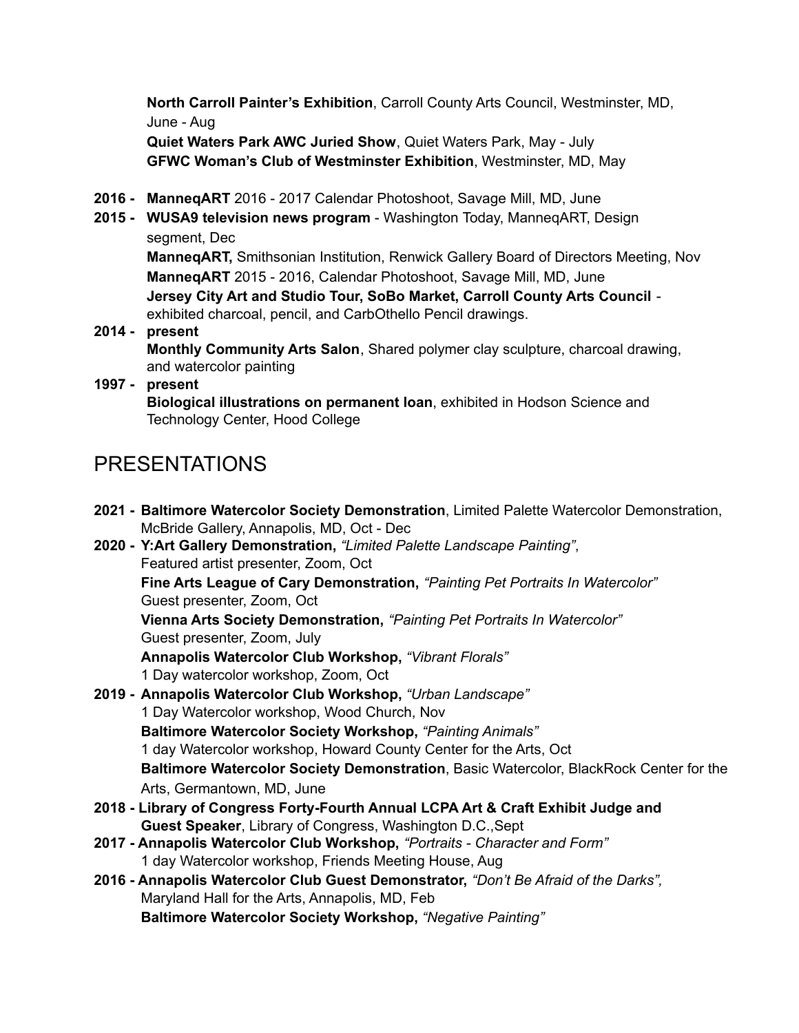**North Carroll Painter's Exhibition**, Carroll County Arts Council, Westminster, MD, June - Aug
**Quiet Waters Park AWC Juried Show**, Quiet Waters Park, May - July
**GFWC Woman's Club of Westminster Exhibition**, Westminster, MD, May

**2016 -** **ManneqART** 2016 - 2017 Calendar Photoshoot, Savage Mill, MD, June

**2015 -** **WUSA9 television news program** - Washington Today, ManneqART, Design segment, Dec
**ManneqART,** Smithsonian Institution, Renwick Gallery Board of Directors Meeting, Nov
**ManneqART** 2015 - 2016, Calendar Photoshoot, Savage Mill, MD, June
**Jersey City Art and Studio Tour, SoBo Market, Carroll County Arts Council** - exhibited charcoal, pencil, and CarbOthello Pencil drawings.

**2014 - present**
**Monthly Community Arts Salon**, Shared polymer clay sculpture, charcoal drawing, and watercolor painting

**1997 - present**
**Biological illustrations on permanent loan**, exhibited in Hodson Science and Technology Center, Hood College

# PRESENTATIONS

**2021 - Baltimore Watercolor Society Demonstration**, Limited Palette Watercolor Demonstration, McBride Gallery, Annapolis, MD, Oct - Dec

**2020 - Y:Art Gallery Demonstration,** *"Limited Palette Landscape Painting"*, Featured artist presenter, Zoom, Oct
**Fine Arts League of Cary Demonstration,** *"Painting Pet Portraits In Watercolor"* Guest presenter, Zoom, Oct
**Vienna Arts Society Demonstration,** *"Painting Pet Portraits In Watercolor"* Guest presenter, Zoom, July
**Annapolis Watercolor Club Workshop,** *"Vibrant Florals"* 1 Day watercolor workshop, Zoom, Oct

**2019 - Annapolis Watercolor Club Workshop,** *"Urban Landscape"* 1 Day Watercolor workshop, Wood Church, Nov
**Baltimore Watercolor Society Workshop,** *"Painting Animals"* 1 day Watercolor workshop, Howard County Center for the Arts, Oct
**Baltimore Watercolor Society Demonstration**, Basic Watercolor, BlackRock Center for the Arts, Germantown, MD, June

**2018 - Library of Congress Forty-Fourth Annual LCPA Art & Craft Exhibit Judge and Guest Speaker**, Library of Congress, Washington D.C.,Sept

**2017 - Annapolis Watercolor Club Workshop,** *"Portraits - Character and Form"* 1 day Watercolor workshop, Friends Meeting House, Aug

**2016 - Annapolis Watercolor Club Guest Demonstrator,** *"Don't Be Afraid of the Darks",* Maryland Hall for the Arts, Annapolis, MD, Feb
**Baltimore Watercolor Society Workshop,** *"Negative Painting"*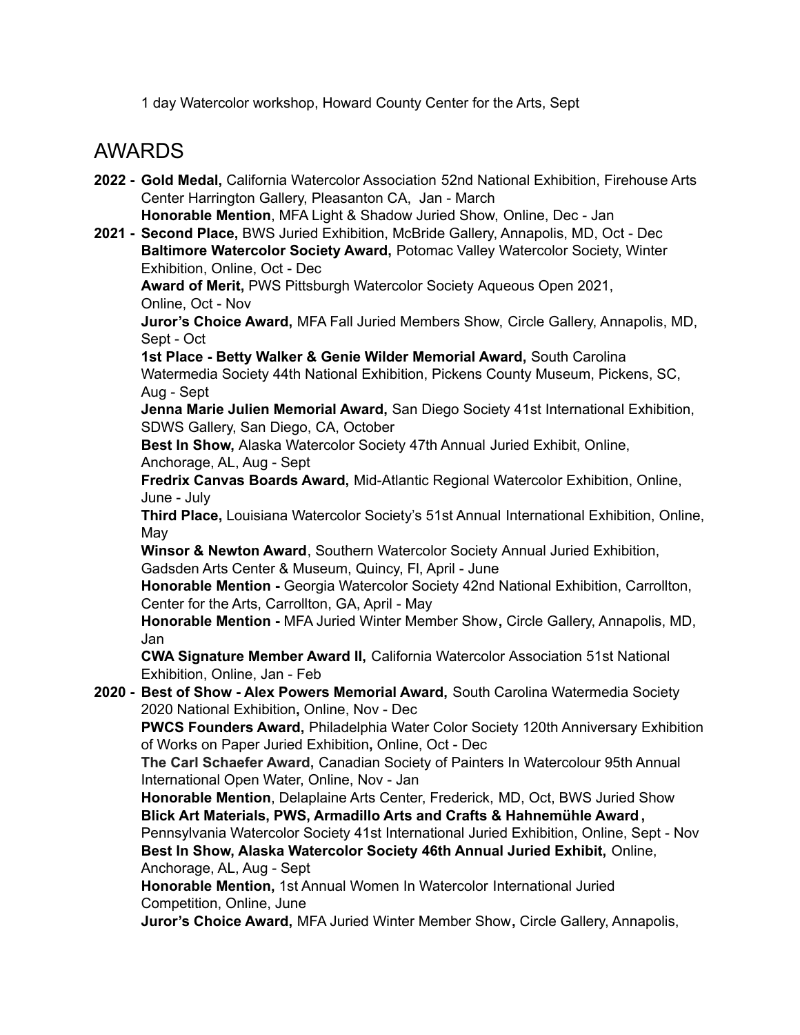1 day Watercolor workshop, Howard County Center for the Arts, Sept

## AWARDS

**2022 -** **Gold Medal,** California Watercolor Association 52nd National Exhibition, Firehouse Arts Center Harrington Gallery, Pleasanton CA, Jan - March
**Honorable Mention**, MFA Light & Shadow Juried Show, Online, Dec - Jan

**2021 -** **Second Place,** BWS Juried Exhibition, McBride Gallery, Annapolis, MD, Oct - Dec
**Baltimore Watercolor Society Award,** Potomac Valley Watercolor Society, Winter Exhibition, Online, Oct - Dec
**Award of Merit,** PWS Pittsburgh Watercolor Society Aqueous Open 2021, Online, Oct - Nov
**Juror's Choice Award,** MFA Fall Juried Members Show, Circle Gallery, Annapolis, MD, Sept - Oct
**1st Place - Betty Walker & Genie Wilder Memorial Award,** South Carolina Watermedia Society 44th National Exhibition, Pickens County Museum, Pickens, SC, Aug - Sept
**Jenna Marie Julien Memorial Award,** San Diego Society 41st International Exhibition, SDWS Gallery, San Diego, CA, October
**Best In Show,** Alaska Watercolor Society 47th Annual Juried Exhibit, Online, Anchorage, AL, Aug - Sept
**Fredrix Canvas Boards Award,** Mid-Atlantic Regional Watercolor Exhibition, Online, June - July
**Third Place,** Louisiana Watercolor Society's 51st Annual International Exhibition, Online, May
**Winsor & Newton Award**, Southern Watercolor Society Annual Juried Exhibition, Gadsden Arts Center & Museum, Quincy, Fl, April - June
**Honorable Mention -** Georgia Watercolor Society 42nd National Exhibition, Carrollton, Center for the Arts, Carrollton, GA, April - May
**Honorable Mention -** MFA Juried Winter Member Show**,** Circle Gallery, Annapolis, MD, Jan
**CWA Signature Member Award II,** California Watercolor Association 51st National Exhibition, Online, Jan - Feb

**2020 -** **Best of Show - Alex Powers Memorial Award,** South Carolina Watermedia Society 2020 National Exhibition**,** Online, Nov - Dec
**PWCS Founders Award,** Philadelphia Water Color Society 120th Anniversary Exhibition of Works on Paper Juried Exhibition**,** Online, Oct - Dec
**The Carl Schaefer Award,** Canadian Society of Painters In Watercolour 95th Annual International Open Water, Online, Nov - Jan
**Honorable Mention**, Delaplaine Arts Center, Frederick, MD, Oct, BWS Juried Show
**Blick Art Materials, PWS, Armadillo Arts and Crafts & Hahnemühle Award ,** Pennsylvania Watercolor Society 41st International Juried Exhibition, Online, Sept - Nov
**Best In Show, Alaska Watercolor Society 46th Annual Juried Exhibit,** Online, Anchorage, AL, Aug - Sept
**Honorable Mention,** 1st Annual Women In Watercolor International Juried Competition, Online, June
**Juror's Choice Award,** MFA Juried Winter Member Show**,** Circle Gallery, Annapolis,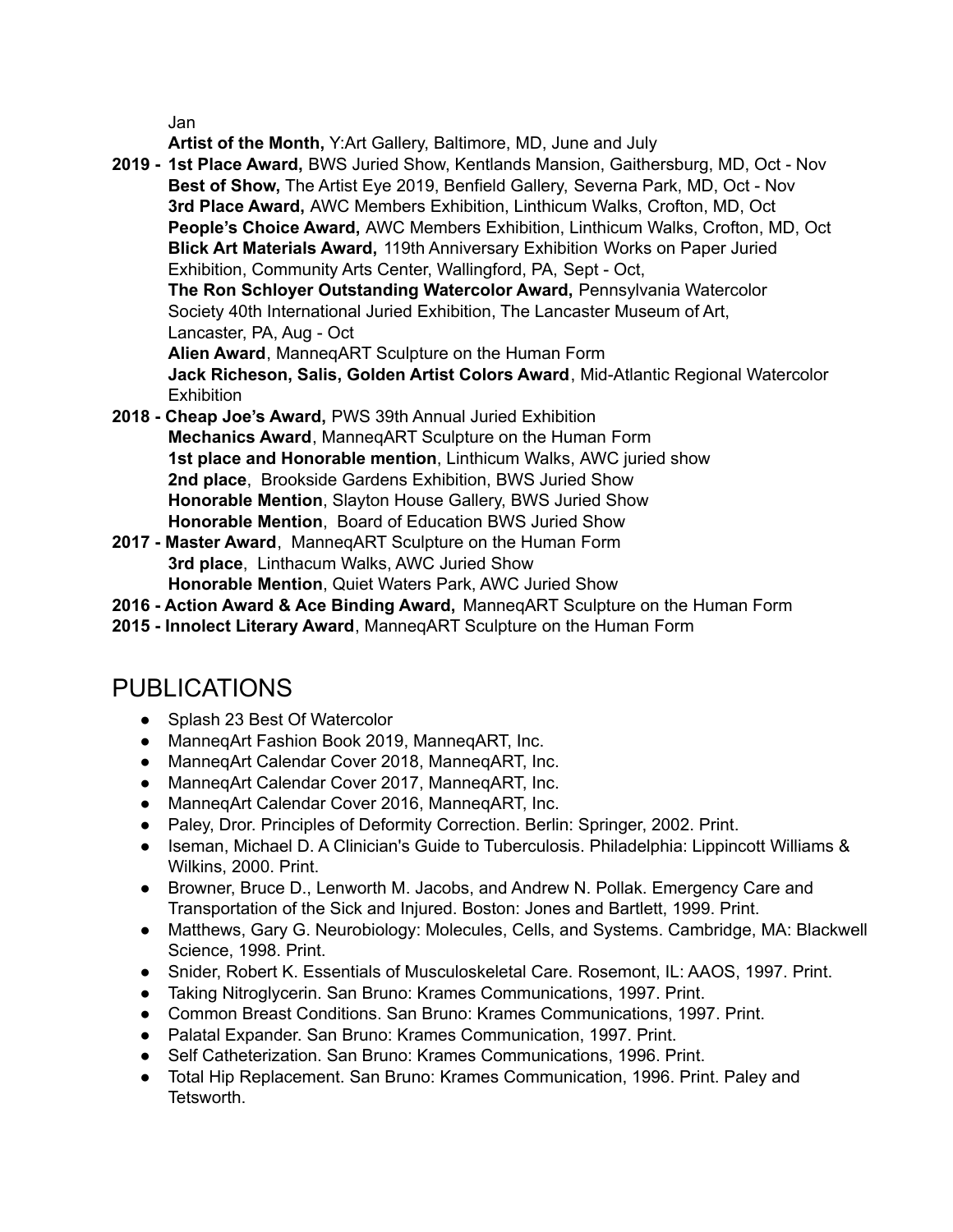Jan

**Artist of the Month,** Y:Art Gallery, Baltimore, MD, June and July

**2019 - 1st Place Award,** BWS Juried Show, Kentlands Mansion, Gaithersburg, MD, Oct - Nov
**Best of Show,** The Artist Eye 2019, Benfield Gallery, Severna Park, MD, Oct - Nov
**3rd Place Award,** AWC Members Exhibition, Linthicum Walks, Crofton, MD, Oct
**People's Choice Award,** AWC Members Exhibition, Linthicum Walks, Crofton, MD, Oct
**Blick Art Materials Award,** 119th Anniversary Exhibition Works on Paper Juried Exhibition, Community Arts Center, Wallingford, PA, Sept - Oct,
**The Ron Schloyer Outstanding Watercolor Award,** Pennsylvania Watercolor Society 40th International Juried Exhibition, The Lancaster Museum of Art, Lancaster, PA, Aug - Oct
**Alien Award**, ManneqART Sculpture on the Human Form
**Jack Richeson, Salis, Golden Artist Colors Award**, Mid-Atlantic Regional Watercolor Exhibition

**2018 - Cheap Joe's Award,** PWS 39th Annual Juried Exhibition
**Mechanics Award**, ManneqART Sculpture on the Human Form
**1st place and Honorable mention**, Linthicum Walks, AWC juried show
**2nd place**, Brookside Gardens Exhibition, BWS Juried Show
**Honorable Mention**, Slayton House Gallery, BWS Juried Show
**Honorable Mention**, Board of Education BWS Juried Show

**2017 - Master Award**, ManneqART Sculpture on the Human Form
**3rd place**, Linthacum Walks, AWC Juried Show
**Honorable Mention**, Quiet Waters Park, AWC Juried Show

**2016 - Action Award & Ace Binding Award,** ManneqART Sculpture on the Human Form

**2015 - Innolect Literary Award**, ManneqART Sculpture on the Human Form

# PUBLICATIONS

- Splash 23 Best Of Watercolor
- ManneqArt Fashion Book 2019, ManneqART, Inc.
- ManneqArt Calendar Cover 2018, ManneqART, Inc.
- ManneqArt Calendar Cover 2017, ManneqART, Inc.
- ManneqArt Calendar Cover 2016, ManneqART, Inc.
- Paley, Dror. Principles of Deformity Correction. Berlin: Springer, 2002. Print.
- Iseman, Michael D. A Clinician's Guide to Tuberculosis. Philadelphia: Lippincott Williams & Wilkins, 2000. Print.
- Browner, Bruce D., Lenworth M. Jacobs, and Andrew N. Pollak. Emergency Care and Transportation of the Sick and Injured. Boston: Jones and Bartlett, 1999. Print.
- Matthews, Gary G. Neurobiology: Molecules, Cells, and Systems. Cambridge, MA: Blackwell Science, 1998. Print.
- Snider, Robert K. Essentials of Musculoskeletal Care. Rosemont, IL: AAOS, 1997. Print.
- Taking Nitroglycerin. San Bruno: Krames Communications, 1997. Print.
- Common Breast Conditions. San Bruno: Krames Communications, 1997. Print.
- Palatal Expander. San Bruno: Krames Communication, 1997. Print.
- Self Catheterization. San Bruno: Krames Communications, 1996. Print.
- Total Hip Replacement. San Bruno: Krames Communication, 1996. Print. Paley and Tetsworth.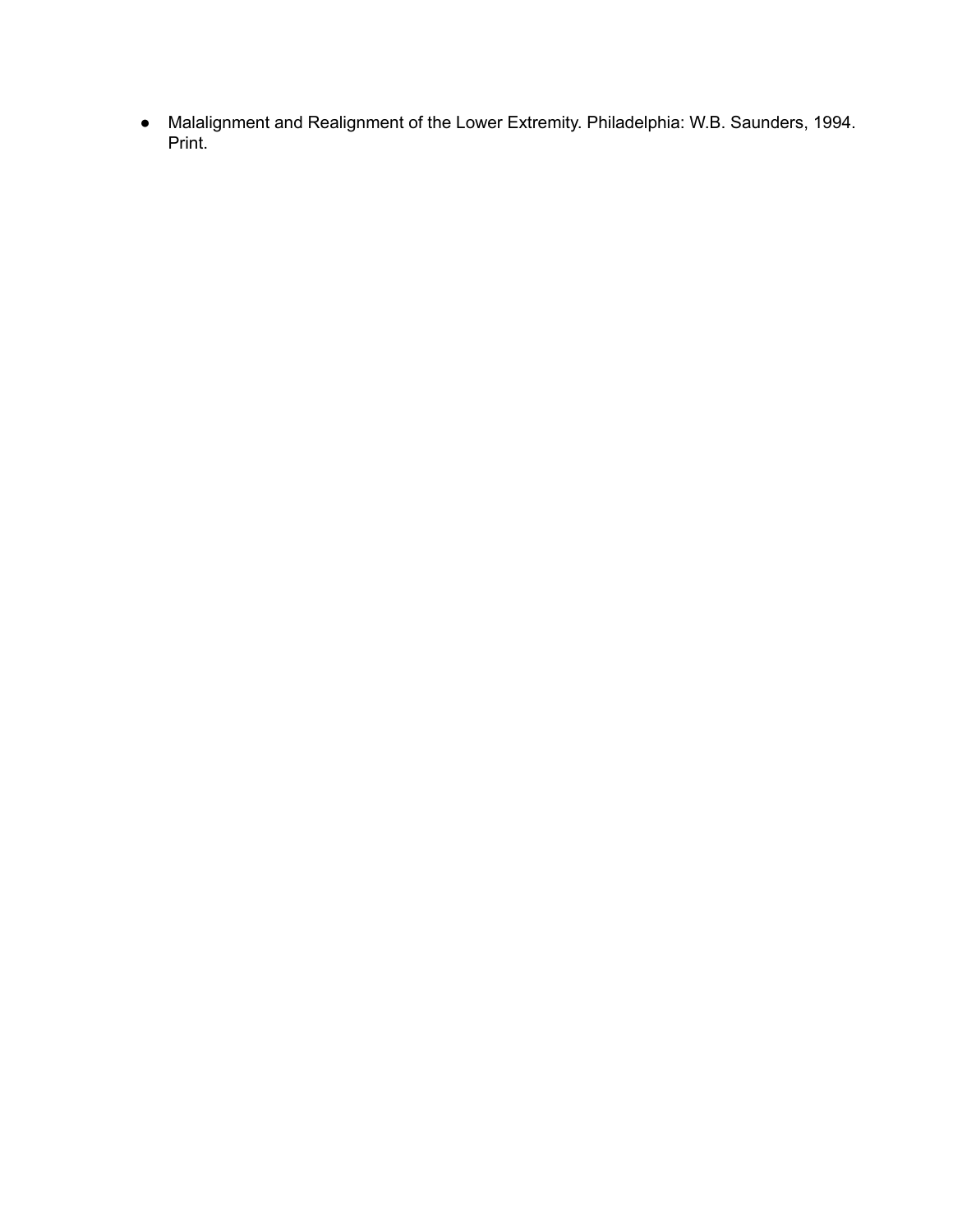- Malalignment and Realignment of the Lower Extremity. Philadelphia: W.B. Saunders, 1994. Print.